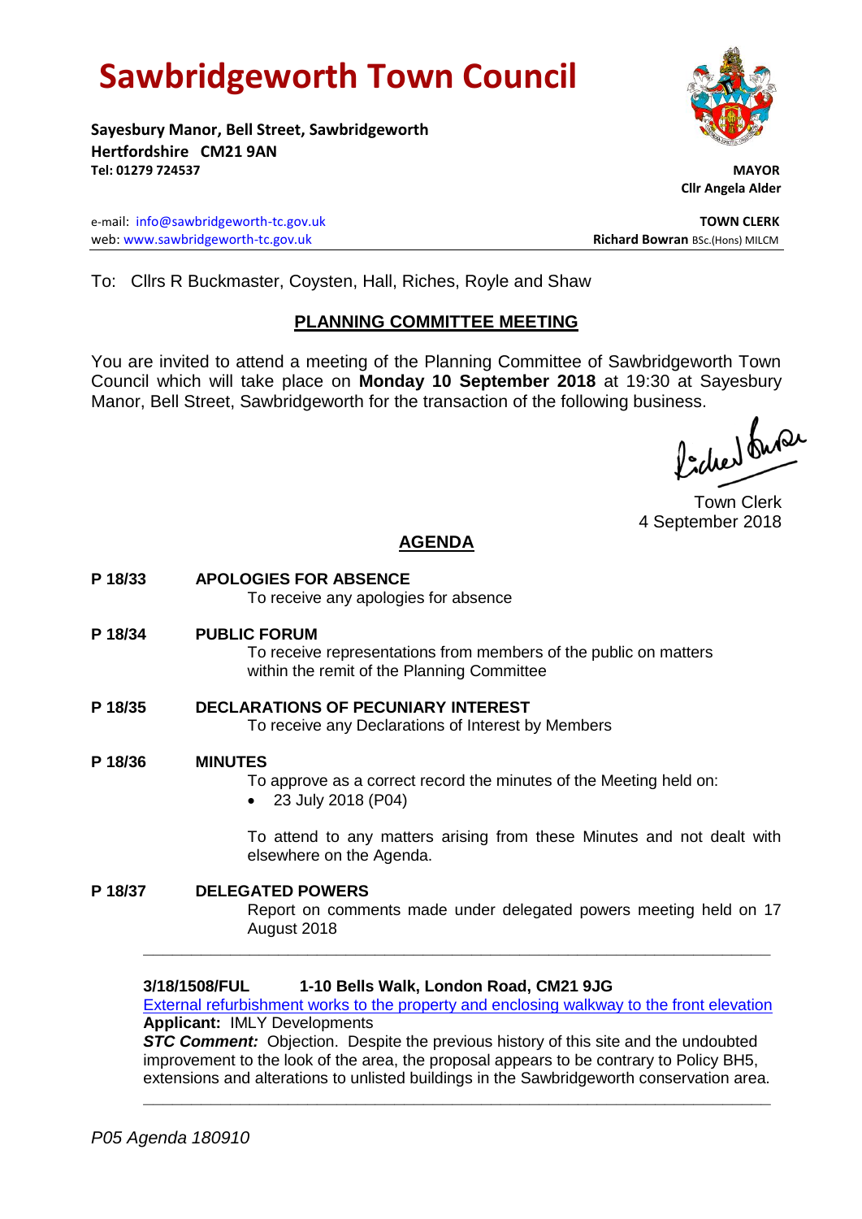# Sawbridgeworth Town Council

**Sayesbury Manor, Bell Street, Sawbridgeworth**
**Hertfordshire CM21 9AN**
**Tel: 01279 724537**

**MAYOR**
**Cllr Angela Alder**

e-mail: info@sawbridgeworth-tc.gov.uk
web: www.sawbridgeworth-tc.gov.uk

**TOWN CLERK**
**Richard Bowran** BSc.(Hons) MILCM

To: Cllrs R Buckmaster, Coysten, Hall, Riches, Royle and Shaw

## PLANNING COMMITTEE MEETING

You are invited to attend a meeting of the Planning Committee of Sawbridgeworth Town Council which will take place on **Monday 10 September 2018** at 19:30 at Sayesbury Manor, Bell Street, Sawbridgeworth for the transaction of the following business.

Town Clerk
4 September 2018

## AGENDA

**P 18/33 APOLOGIES FOR ABSENCE**
To receive any apologies for absence

**P 18/34 PUBLIC FORUM**
To receive representations from members of the public on matters within the remit of the Planning Committee

**P 18/35 DECLARATIONS OF PECUNIARY INTEREST**
To receive any Declarations of Interest by Members

**P 18/36 MINUTES**
To approve as a correct record the minutes of the Meeting held on:

- 23 July 2018 (P04)

To attend to any matters arising from these Minutes and not dealt with elsewhere on the Agenda.

**P 18/37 DELEGATED POWERS**
Report on comments made under delegated powers meeting held on 17 August 2018

---

**3/18/1508/FUL 1-10 Bells Walk, London Road, CM21 9JG**
External refurbishment works to the property and enclosing walkway to the front elevation
**Applicant:** IMLY Developments
***STC Comment:*** Objection. Despite the previous history of this site and the undoubted improvement to the look of the area, the proposal appears to be contrary to Policy BH5, extensions and alterations to unlisted buildings in the Sawbridgeworth conservation area.

---

*P05 Agenda 180910*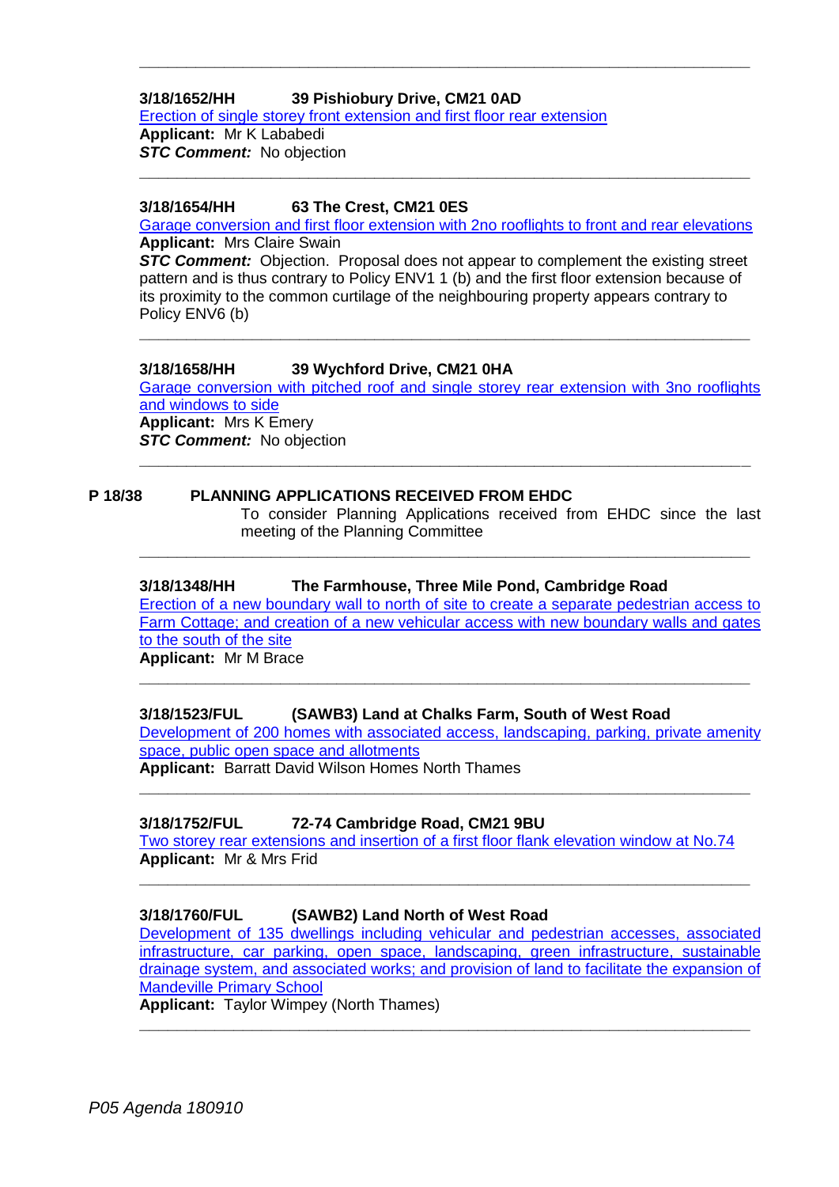---

**3/18/1652/HH 39 Pishiobury Drive, CM21 0AD**

Erection of single storey front extension and first floor rear extension

**Applicant:** Mr K Lababedi

***STC Comment:*** No objection

---

**3/18/1654/HH 63 The Crest, CM21 0ES**

Garage conversion and first floor extension with 2no rooflights to front and rear elevations

**Applicant:** Mrs Claire Swain

***STC Comment:*** Objection. Proposal does not appear to complement the existing street pattern and is thus contrary to Policy ENV1 1 (b) and the first floor extension because of its proximity to the common curtilage of the neighbouring property appears contrary to Policy ENV6 (b)

---

**3/18/1658/HH 39 Wychford Drive, CM21 0HA**

Garage conversion with pitched roof and single storey rear extension with 3no rooflights and windows to side

**Applicant:** Mrs K Emery

***STC Comment:*** No objection

---

**P 18/38 PLANNING APPLICATIONS RECEIVED FROM EHDC**

To consider Planning Applications received from EHDC since the last meeting of the Planning Committee

---

**3/18/1348/HH The Farmhouse, Three Mile Pond, Cambridge Road**

Erection of a new boundary wall to north of site to create a separate pedestrian access to Farm Cottage; and creation of a new vehicular access with new boundary walls and gates to the south of the site

**Applicant:** Mr M Brace

---

**3/18/1523/FUL (SAWB3) Land at Chalks Farm, South of West Road**

Development of 200 homes with associated access, landscaping, parking, private amenity space, public open space and allotments

**Applicant:** Barratt David Wilson Homes North Thames

---

**3/18/1752/FUL 72-74 Cambridge Road, CM21 9BU**

Two storey rear extensions and insertion of a first floor flank elevation window at No.74

**Applicant:** Mr & Mrs Frid

---

**3/18/1760/FUL (SAWB2) Land North of West Road**

Development of 135 dwellings including vehicular and pedestrian accesses, associated infrastructure, car parking, open space, landscaping, green infrastructure, sustainable drainage system, and associated works; and provision of land to facilitate the expansion of Mandeville Primary School

**Applicant:** Taylor Wimpey (North Thames)

---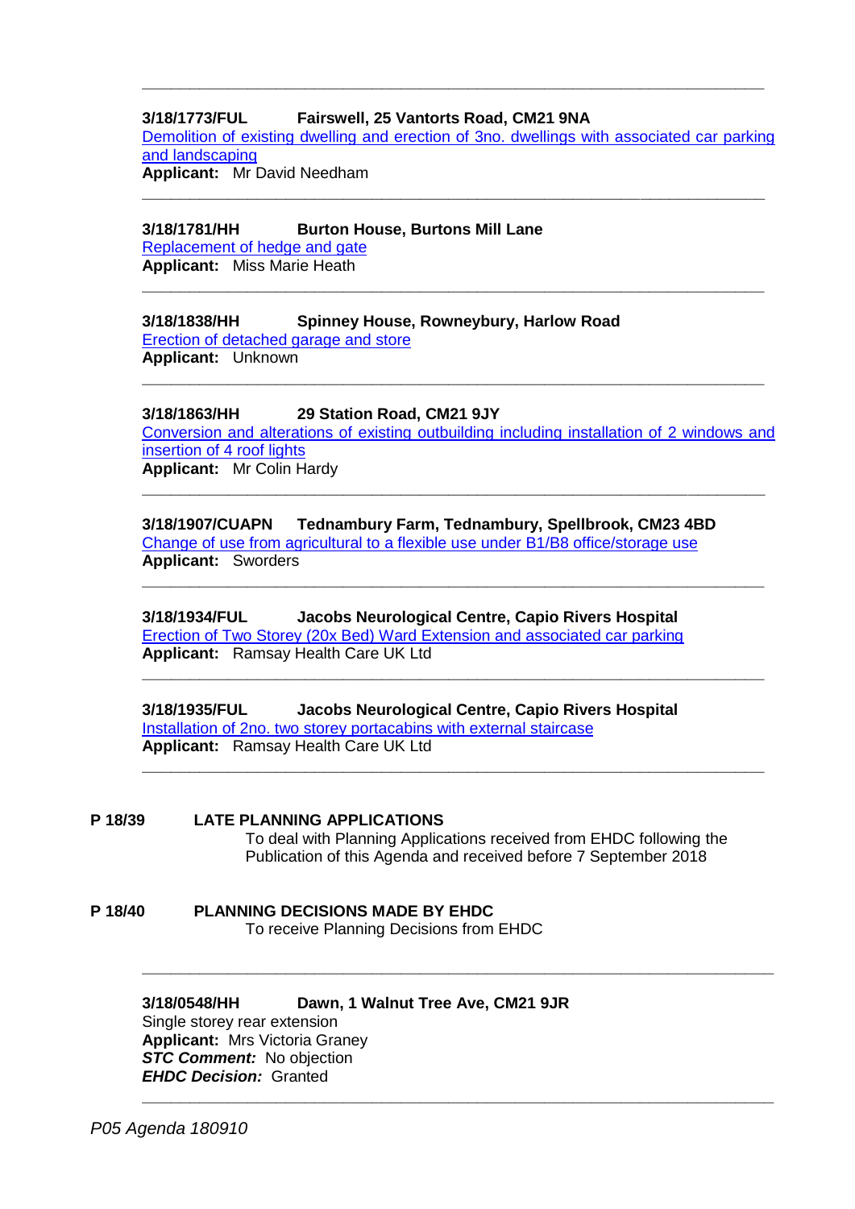---

**3/18/1773/FUL Fairswell, 25 Vantorts Road, CM21 9NA**
Demolition of existing dwelling and erection of 3no. dwellings with associated car parking and landscaping
**Applicant:** Mr David Needham

---

**3/18/1781/HH Burton House, Burtons Mill Lane**
Replacement of hedge and gate
**Applicant:** Miss Marie Heath

---

**3/18/1838/HH Spinney House, Rowneybury, Harlow Road**
Erection of detached garage and store
**Applicant:** Unknown

---

**3/18/1863/HH 29 Station Road, CM21 9JY**
Conversion and alterations of existing outbuilding including installation of 2 windows and insertion of 4 roof lights
**Applicant:** Mr Colin Hardy

---

**3/18/1907/CUAPN Tednambury Farm, Tednambury, Spellbrook, CM23 4BD**
Change of use from agricultural to a flexible use under B1/B8 office/storage use
**Applicant:** Sworders

---

**3/18/1934/FUL Jacobs Neurological Centre, Capio Rivers Hospital**
Erection of Two Storey (20x Bed) Ward Extension and associated car parking
**Applicant:** Ramsay Health Care UK Ltd

---

**3/18/1935/FUL Jacobs Neurological Centre, Capio Rivers Hospital**
Installation of 2no. two storey portacabins with external staircase
**Applicant:** Ramsay Health Care UK Ltd

---

**P 18/39 LATE PLANNING APPLICATIONS**

To deal with Planning Applications received from EHDC following the Publication of this Agenda and received before 7 September 2018

**P 18/40 PLANNING DECISIONS MADE BY EHDC**

To receive Planning Decisions from EHDC

---

**3/18/0548/HH Dawn, 1 Walnut Tree Ave, CM21 9JR**
Single storey rear extension
**Applicant:** Mrs Victoria Graney
***STC Comment:*** No objection
***EHDC Decision:*** Granted

---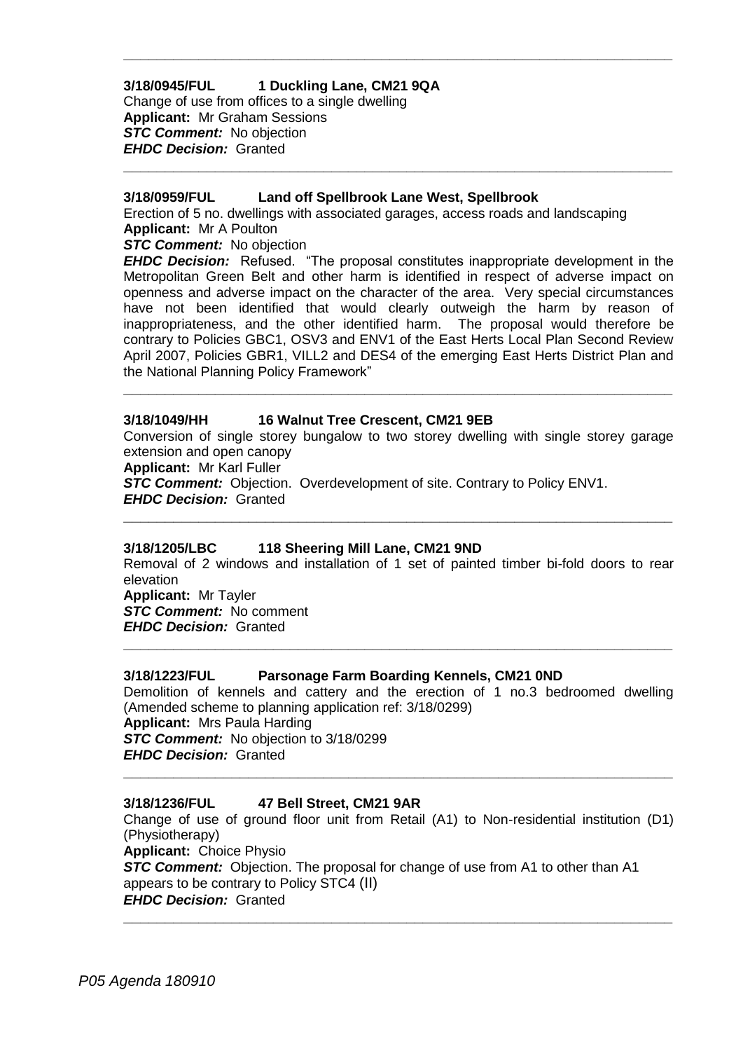---

**3/18/0945/FUL 1 Duckling Lane, CM21 9QA**
Change of use from offices to a single dwelling
**Applicant:** Mr Graham Sessions
***STC Comment:*** No objection
***EHDC Decision:*** Granted

---

**3/18/0959/FUL Land off Spellbrook Lane West, Spellbrook**
Erection of 5 no. dwellings with associated garages, access roads and landscaping
**Applicant:** Mr A Poulton
***STC Comment:*** No objection
***EHDC Decision:*** Refused. "The proposal constitutes inappropriate development in the Metropolitan Green Belt and other harm is identified in respect of adverse impact on openness and adverse impact on the character of the area. Very special circumstances have not been identified that would clearly outweigh the harm by reason of inappropriateness, and the other identified harm. The proposal would therefore be contrary to Policies GBC1, OSV3 and ENV1 of the East Herts Local Plan Second Review April 2007, Policies GBR1, VILL2 and DES4 of the emerging East Herts District Plan and the National Planning Policy Framework"

---

**3/18/1049/HH 16 Walnut Tree Crescent, CM21 9EB**
Conversion of single storey bungalow to two storey dwelling with single storey garage extension and open canopy
**Applicant:** Mr Karl Fuller
***STC Comment:*** Objection. Overdevelopment of site. Contrary to Policy ENV1.
***EHDC Decision:*** Granted

---

**3/18/1205/LBC 118 Sheering Mill Lane, CM21 9ND**
Removal of 2 windows and installation of 1 set of painted timber bi-fold doors to rear elevation
**Applicant:** Mr Tayler
***STC Comment:*** No comment
***EHDC Decision:*** Granted

---

**3/18/1223/FUL Parsonage Farm Boarding Kennels, CM21 0ND**
Demolition of kennels and cattery and the erection of 1 no.3 bedroomed dwelling (Amended scheme to planning application ref: 3/18/0299)
**Applicant:** Mrs Paula Harding
***STC Comment:*** No objection to 3/18/0299
***EHDC Decision:*** Granted

---

**3/18/1236/FUL 47 Bell Street, CM21 9AR**
Change of use of ground floor unit from Retail (A1) to Non-residential institution (D1) (Physiotherapy)
**Applicant:** Choice Physio
***STC Comment:*** Objection. The proposal for change of use from A1 to other than A1 appears to be contrary to Policy STC4 (II)
***EHDC Decision:*** Granted

---

*P05 Agenda 180910*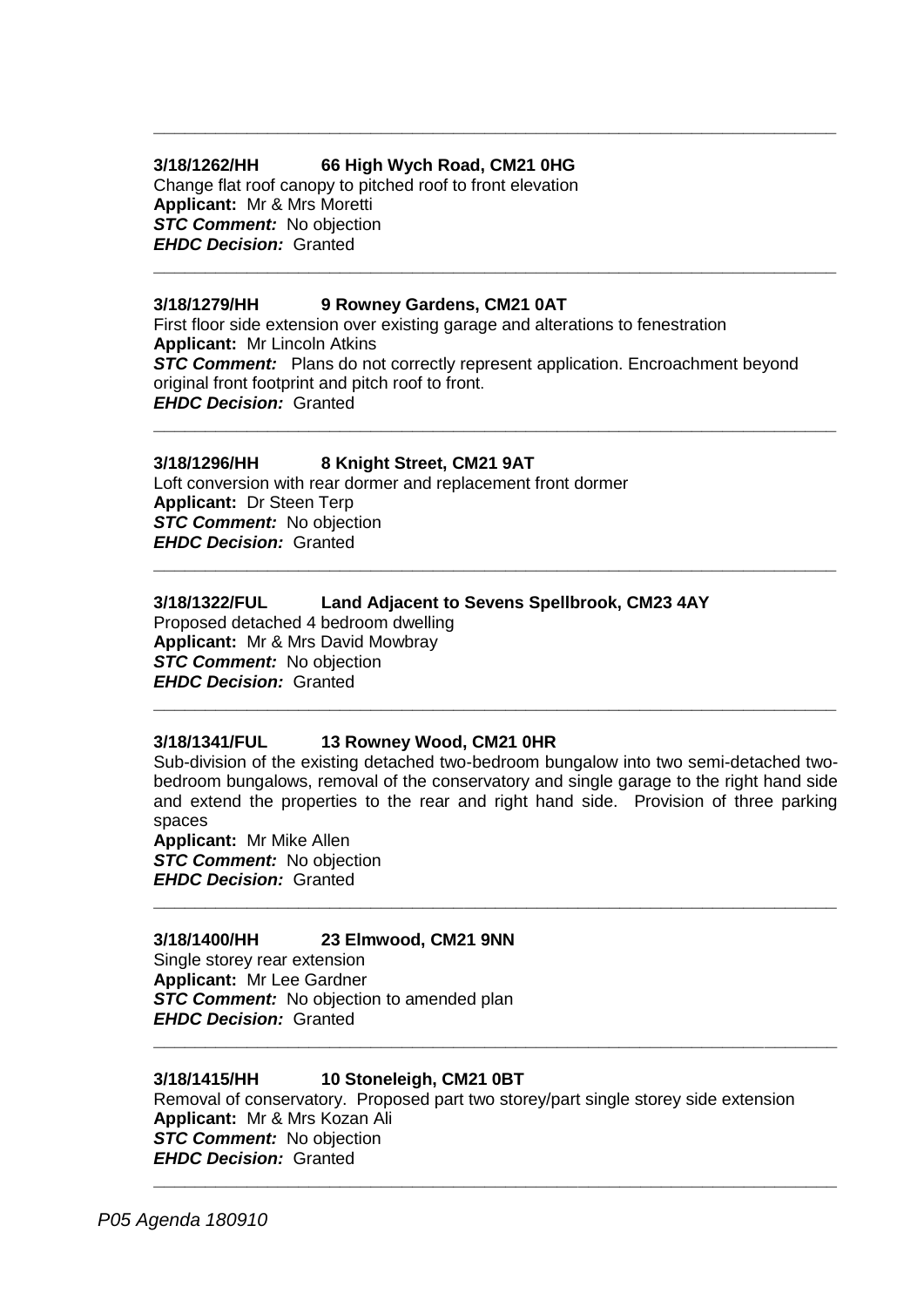---

**3/18/1262/HH 66 High Wych Road, CM21 0HG**
Change flat roof canopy to pitched roof to front elevation
**Applicant:** Mr & Mrs Moretti
***STC Comment:*** No objection
***EHDC Decision:*** Granted

---

**3/18/1279/HH 9 Rowney Gardens, CM21 0AT**
First floor side extension over existing garage and alterations to fenestration
**Applicant:** Mr Lincoln Atkins
***STC Comment:*** Plans do not correctly represent application. Encroachment beyond original front footprint and pitch roof to front.
***EHDC Decision:*** Granted

---

**3/18/1296/HH 8 Knight Street, CM21 9AT**
Loft conversion with rear dormer and replacement front dormer
**Applicant:** Dr Steen Terp
***STC Comment:*** No objection
***EHDC Decision:*** Granted

---

**3/18/1322/FUL Land Adjacent to Sevens Spellbrook, CM23 4AY**
Proposed detached 4 bedroom dwelling
**Applicant:** Mr & Mrs David Mowbray
***STC Comment:*** No objection
***EHDC Decision:*** Granted

---

**3/18/1341/FUL 13 Rowney Wood, CM21 0HR**
Sub-division of the existing detached two-bedroom bungalow into two semi-detached two-bedroom bungalows, removal of the conservatory and single garage to the right hand side and extend the properties to the rear and right hand side. Provision of three parking spaces
**Applicant:** Mr Mike Allen
***STC Comment:*** No objection
***EHDC Decision:*** Granted

---

**3/18/1400/HH 23 Elmwood, CM21 9NN**
Single storey rear extension
**Applicant:** Mr Lee Gardner
***STC Comment:*** No objection to amended plan
***EHDC Decision:*** Granted

---

**3/18/1415/HH 10 Stoneleigh, CM21 0BT**
Removal of conservatory. Proposed part two storey/part single storey side extension
**Applicant:** Mr & Mrs Kozan Ali
***STC Comment:*** No objection
***EHDC Decision:*** Granted

---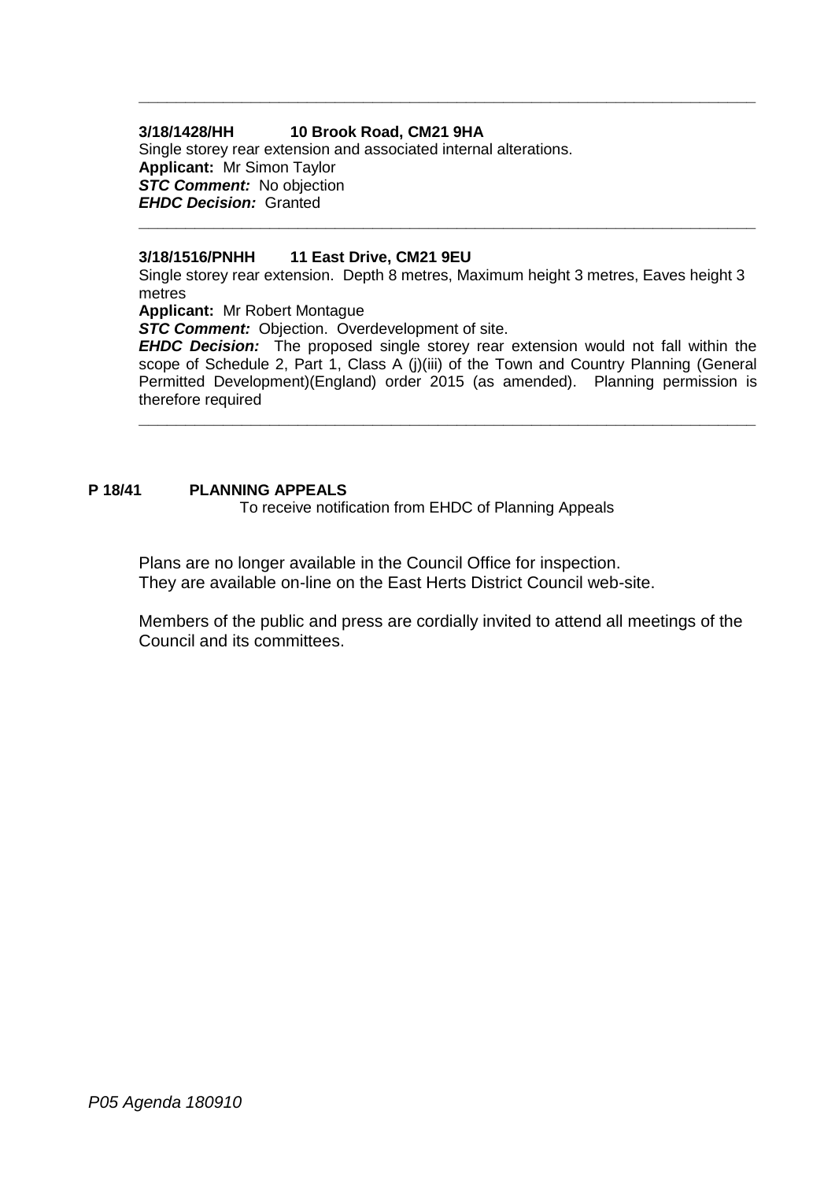---

**3/18/1428/HH 10 Brook Road, CM21 9HA**

Single storey rear extension and associated internal alterations.

**Applicant:** Mr Simon Taylor

***STC Comment:*** No objection

***EHDC Decision:*** Granted

---

**3/18/1516/PNHH 11 East Drive, CM21 9EU**

Single storey rear extension. Depth 8 metres, Maximum height 3 metres, Eaves height 3 metres

**Applicant:** Mr Robert Montague

***STC Comment:*** Objection. Overdevelopment of site.

***EHDC Decision:*** The proposed single storey rear extension would not fall within the scope of Schedule 2, Part 1, Class A (j)(iii) of the Town and Country Planning (General Permitted Development)(England) order 2015 (as amended). Planning permission is therefore required

---

**P 18/41 PLANNING APPEALS**

To receive notification from EHDC of Planning Appeals

Plans are no longer available in the Council Office for inspection.
They are available on-line on the East Herts District Council web-site.

Members of the public and press are cordially invited to attend all meetings of the Council and its committees.

*P05 Agenda 180910*